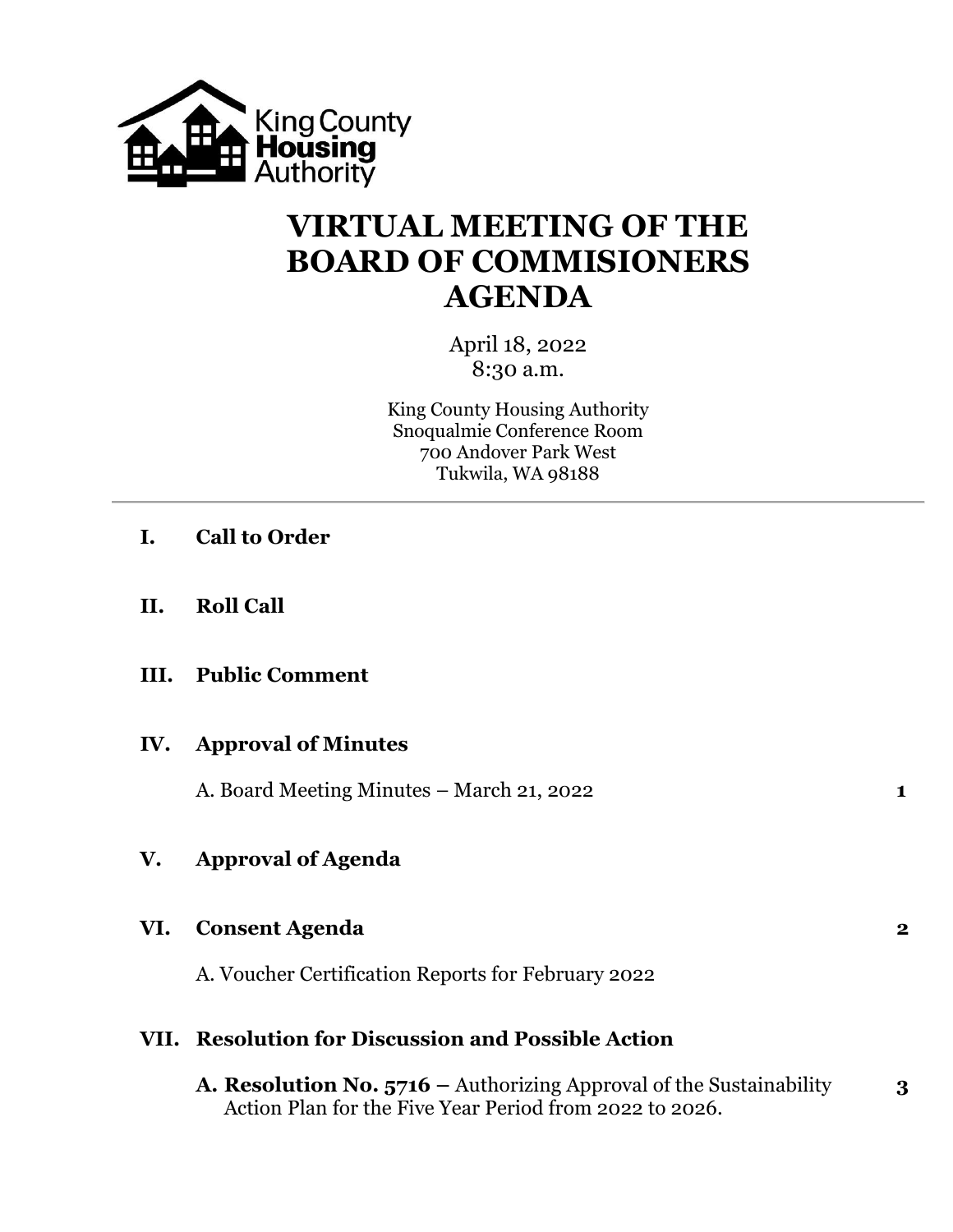King County Housing Authority

# VIRTUAL MEETING OF THE BOARD OF COMMISIONERS AGENDA

April 18, 2022
8:30 a.m.

King County Housing Authority
Snoqualmie Conference Room
700 Andover Park West
Tukwila, WA 98188

---

**I. Call to Order**

**II. Roll Call**

**III. Public Comment**

**IV. Approval of Minutes**

A. Board Meeting Minutes – March 21, 2022 **1**

**V. Approval of Agenda**

**VI. Consent Agenda** **2**

A. Voucher Certification Reports for February 2022

**VII. Resolution for Discussion and Possible Action**

**A. Resolution No. 5716 –** Authorizing Approval of the Sustainability Action Plan for the Five Year Period from 2022 to 2026. **3**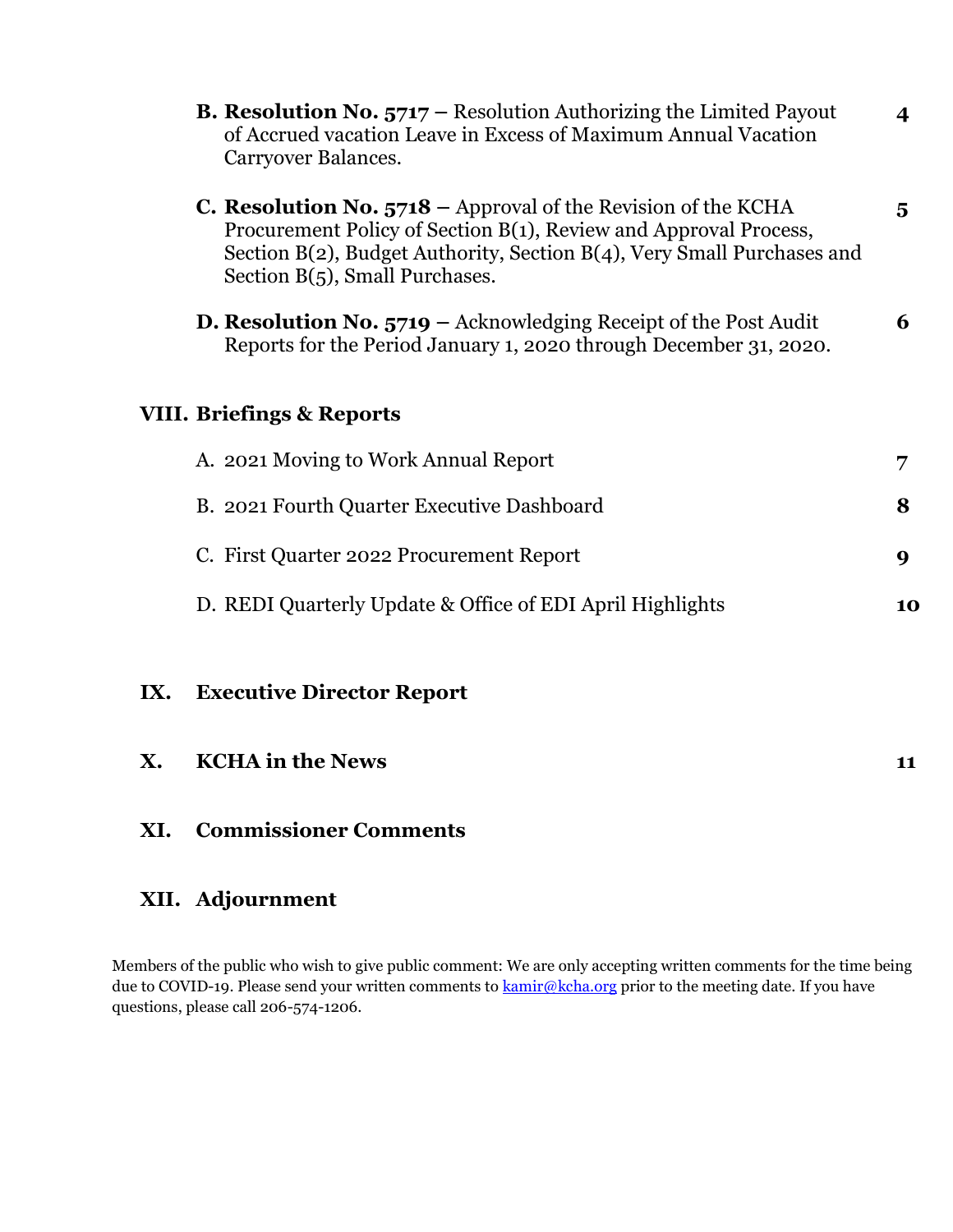**B. Resolution No. 5717 –** Resolution Authorizing the Limited Payout of Accrued vacation Leave in Excess of Maximum Annual Vacation Carryover Balances. **4**

**C. Resolution No. 5718 –** Approval of the Revision of the KCHA Procurement Policy of Section B(1), Review and Approval Process, Section B(2), Budget Authority, Section B(4), Very Small Purchases and Section B(5), Small Purchases. **5**

**D. Resolution No. 5719 –** Acknowledging Receipt of the Post Audit Reports for the Period January 1, 2020 through December 31, 2020. **6**

## VIII. Briefings & Reports

A. 2021 Moving to Work Annual Report **7**

B. 2021 Fourth Quarter Executive Dashboard **8**

C. First Quarter 2022 Procurement Report **9**

D. REDI Quarterly Update & Office of EDI April Highlights **10**

## IX. Executive Director Report

## X. KCHA in the News **11**

## XI. Commissioner Comments

## XII. Adjournment

Members of the public who wish to give public comment: We are only accepting written comments for the time being due to COVID-19. Please send your written comments to kamir@kcha.org prior to the meeting date. If you have questions, please call 206-574-1206.